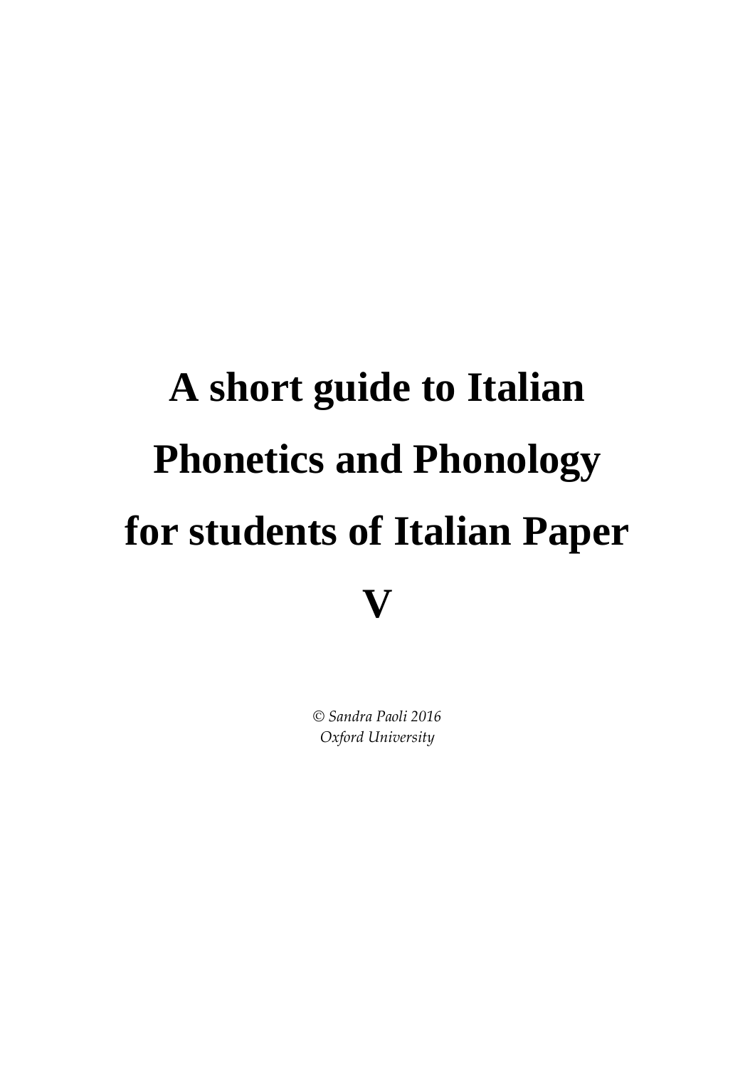# A short guide to Italian Phonetics and Phonology for students of Italian Paper V

*© Sandra Paoli 2016*
*Oxford University*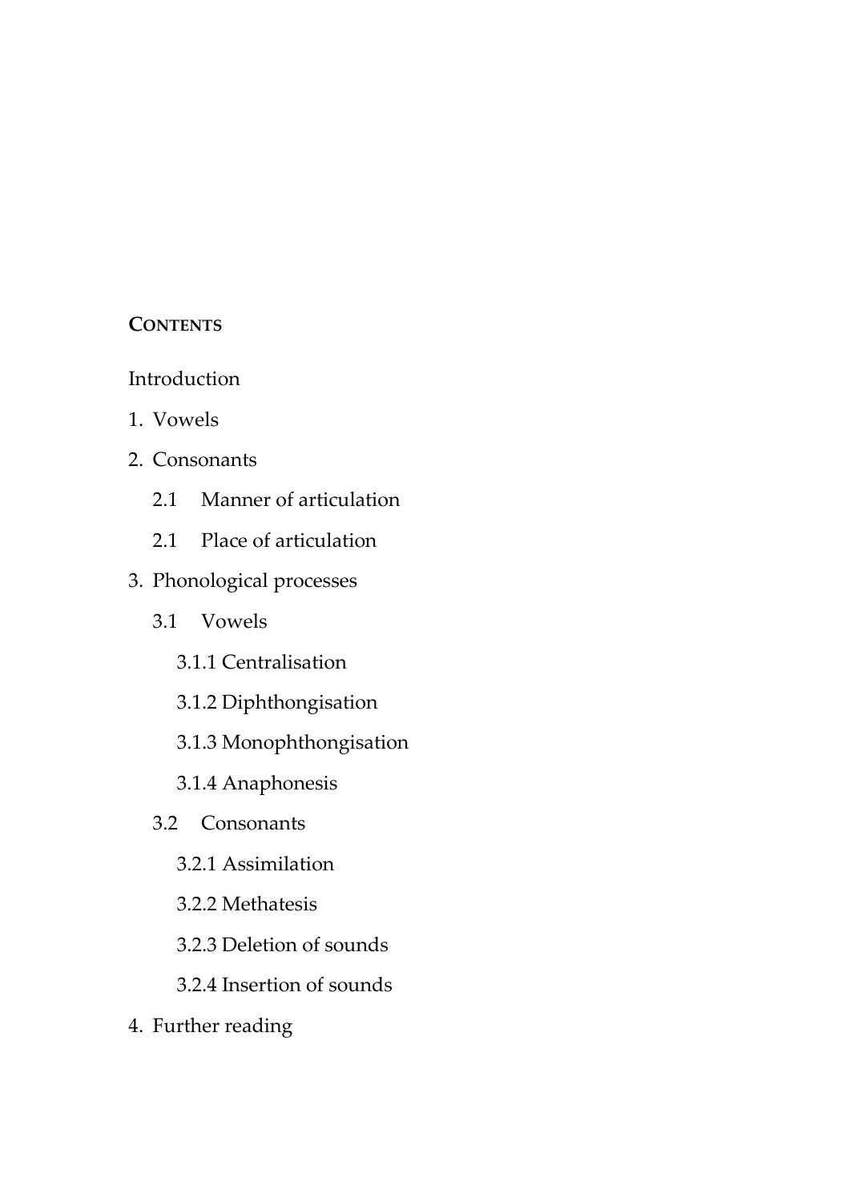**CONTENTS**

Introduction

1. Vowels
2. Consonants
   - 2.1 Manner of articulation
   - 2.1 Place of articulation
3. Phonological processes
   - 3.1 Vowels
     - 3.1.1 Centralisation
     - 3.1.2 Diphthongisation
     - 3.1.3 Monophthongisation
     - 3.1.4 Anaphonesis
   - 3.2 Consonants
     - 3.2.1 Assimilation
     - 3.2.2 Methatesis
     - 3.2.3 Deletion of sounds
     - 3.2.4 Insertion of sounds
4. Further reading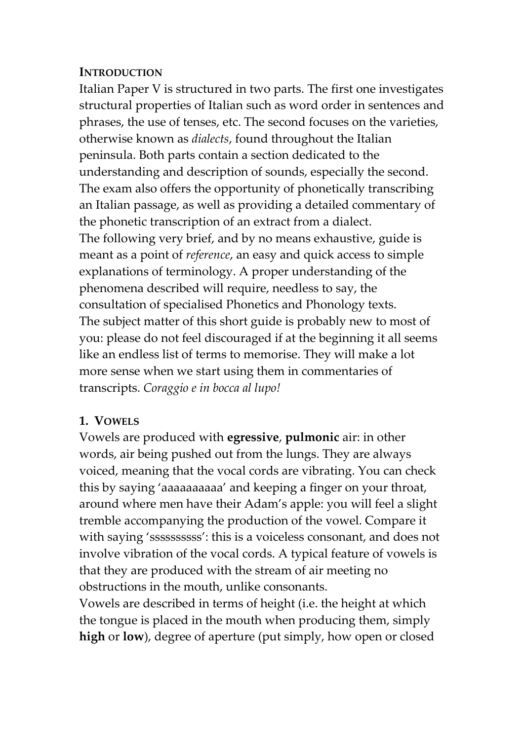## INTRODUCTION

Italian Paper V is structured in two parts. The first one investigates structural properties of Italian such as word order in sentences and phrases, the use of tenses, etc. The second focuses on the varieties, otherwise known as *dialects*, found throughout the Italian peninsula. Both parts contain a section dedicated to the understanding and description of sounds, especially the second. The exam also offers the opportunity of phonetically transcribing an Italian passage, as well as providing a detailed commentary of the phonetic transcription of an extract from a dialect.

The following very brief, and by no means exhaustive, guide is meant as a point of *reference*, an easy and quick access to simple explanations of terminology. A proper understanding of the phenomena described will require, needless to say, the consultation of specialised Phonetics and Phonology texts.

The subject matter of this short guide is probably new to most of you: please do not feel discouraged if at the beginning it all seems like an endless list of terms to memorise. They will make a lot more sense when we start using them in commentaries of transcripts. *Coraggio e in bocca al lupo!*

## 1. VOWELS

Vowels are produced with **egressive**, **pulmonic** air: in other words, air being pushed out from the lungs. They are always voiced, meaning that the vocal cords are vibrating. You can check this by saying 'aaaaaaaaaa' and keeping a finger on your throat, around where men have their Adam's apple: you will feel a slight tremble accompanying the production of the vowel. Compare it with saying 'ssssssssss': this is a voiceless consonant, and does not involve vibration of the vocal cords. A typical feature of vowels is that they are produced with the stream of air meeting no obstructions in the mouth, unlike consonants.

Vowels are described in terms of height (i.e. the height at which the tongue is placed in the mouth when producing them, simply **high** or **low**), degree of aperture (put simply, how open or closed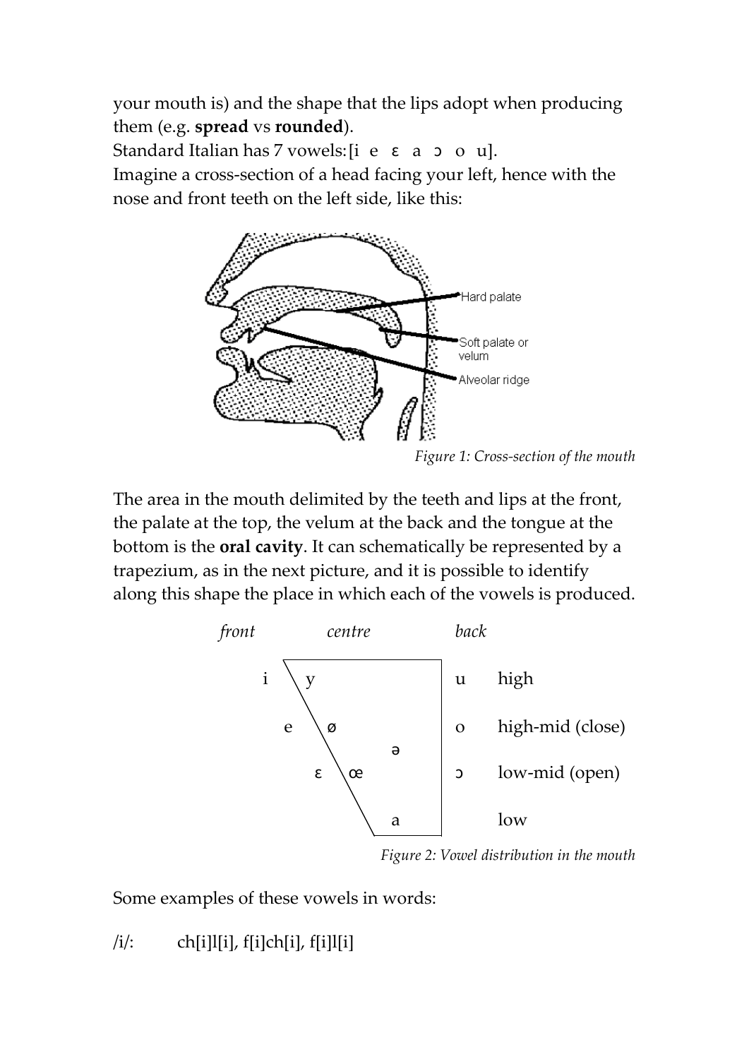your mouth is) and the shape that the lips adopt when producing them (e.g. **spread** vs **rounded**).

Standard Italian has 7 vowels: [i e ɛ a ɔ o u].

Imagine a cross-section of a head facing your left, hence with the nose and front teeth on the left side, like this:

*Figure 1: Cross-section of the mouth*

The area in the mouth delimited by the teeth and lips at the front, the palate at the top, the velum at the back and the tongue at the bottom is the **oral cavity**. It can schematically be represented by a trapezium, as in the next picture, and it is possible to identify along this shape the place in which each of the vowels is produced.

*Figure 2: Vowel distribution in the mouth*

Some examples of these vowels in words:

/i/: ch[i]l[i], f[i]ch[i], f[i]l[i]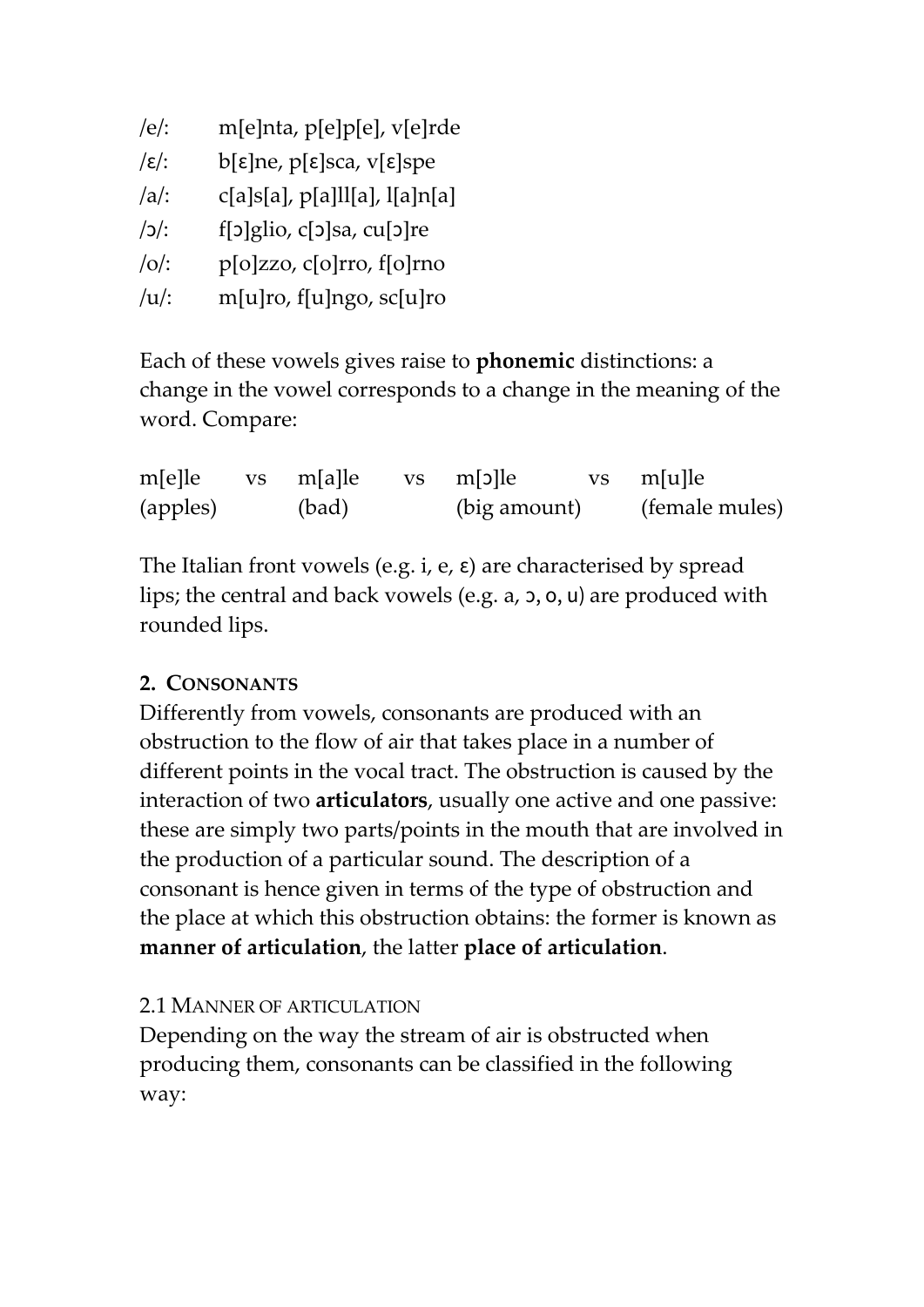/e/:	m[e]nta, p[e]p[e], v[e]rde
/ɛ/:	b[ɛ]ne, p[ɛ]sca, v[ɛ]spe
/a/:	c[a]s[a], p[a]ll[a], l[a]n[a]
/ɔ/:	f[ɔ]glio, c[ɔ]sa, cu[ɔ]re
/o/:	p[o]zzo, c[o]rro, f[o]rno
/u/:	m[u]ro, f[u]ngo, sc[u]ro

Each of these vowels gives raise to **phonemic** distinctions: a change in the vowel corresponds to a change in the meaning of the word. Compare:

| m[e]lle | vs | m[a]lle | vs | m[ɔ]lle | vs | m[u]le |
|---|---|---|---|---|---|---|
| (apples) | | (bad) | | (big amount) | | (female mules) |

The Italian front vowels (e.g. i, e, ɛ) are characterised by spread lips; the central and back vowels (e.g. a, ɔ, o, u) are produced with rounded lips.

## 2. Consonants

Differently from vowels, consonants are produced with an obstruction to the flow of air that takes place in a number of different points in the vocal tract. The obstruction is caused by the interaction of two **articulators**, usually one active and one passive: these are simply two parts/points in the mouth that are involved in the production of a particular sound. The description of a consonant is hence given in terms of the type of obstruction and the place at which this obstruction obtains: the former is known as **manner of articulation**, the latter **place of articulation**.

### 2.1 Manner of articulation

Depending on the way the stream of air is obstructed when producing them, consonants can be classified in the following way: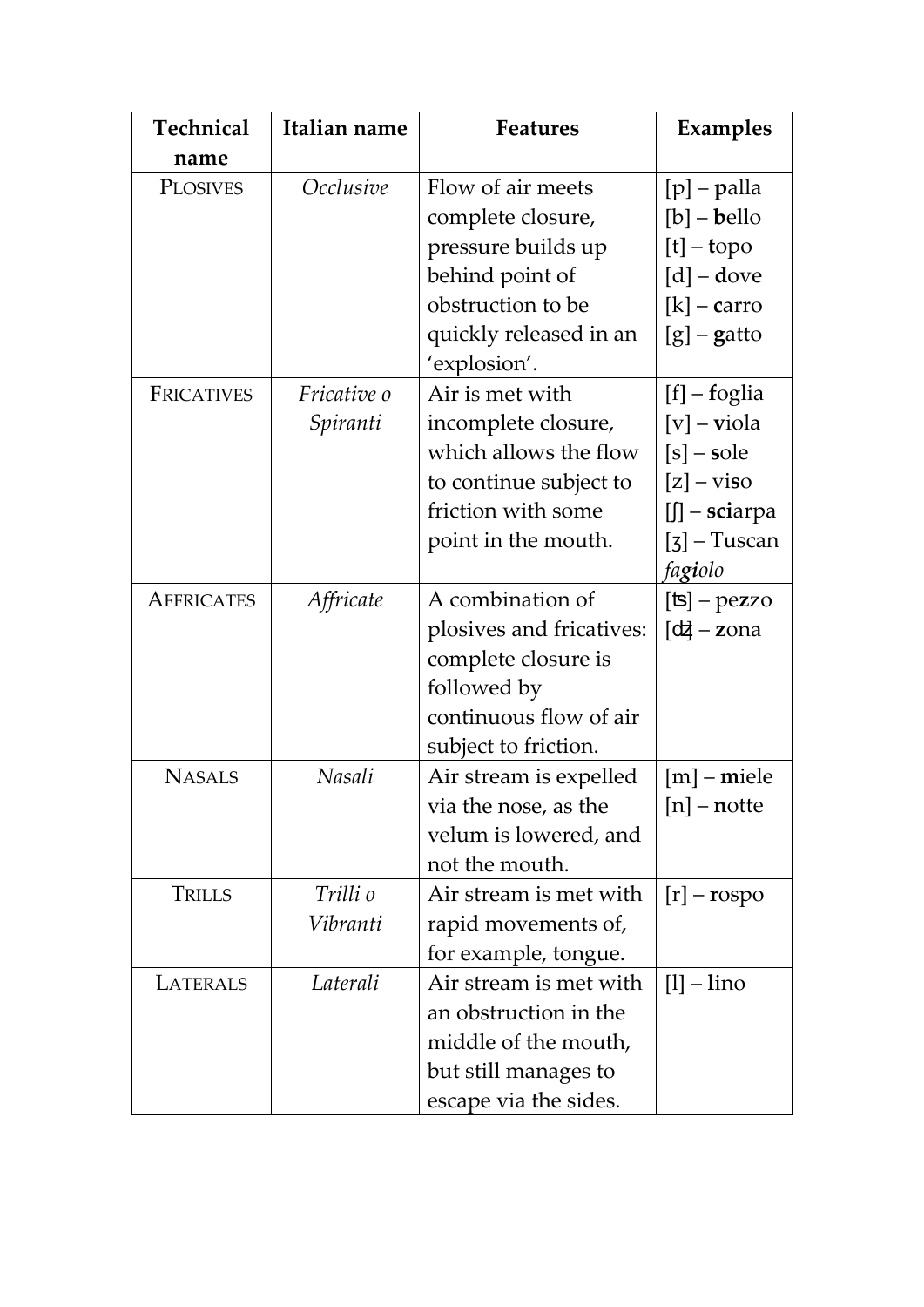| Technical name | Italian name | Features | Examples |
|---|---|---|---|
| PLOSIVES | *Occlusive* | Flow of air meets complete closure, pressure builds up behind point of obstruction to be quickly released in an 'explosion'. | [p] – **p**alla<br>[b] – **b**ello<br>[t] – **t**opo<br>[d] – **d**ove<br>[k] – **c**arro<br>[g] – **g**atto |
| FRICATIVES | *Fricative o Spiranti* | Air is met with incomplete closure, which allows the flow to continue subject to friction with some point in the mouth. | [f] – **f**oglia<br>[v] – **v**iola<br>[s] – **s**ole<br>[z] – vi**s**o<br>[ʃ] – **sci**arpa<br>[ʒ] – Tuscan *fa**gi**olo* |
| AFFRICATES | *Affricate* | A combination of plosives and fricatives: complete closure is followed by continuous flow of air subject to friction. | [ʦ] – pe**z**zo<br>[ʣ] – **z**ona |
| NASALS | *Nasali* | Air stream is expelled via the nose, as the velum is lowered, and not the mouth. | [m] – **m**iele<br>[n] – **n**otte |
| TRILLS | *Trilli o Vibranti* | Air stream is met with rapid movements of, for example, tongue. | [r] – **r**ospo |
| LATERALS | *Laterali* | Air stream is met with an obstruction in the middle of the mouth, but still manages to escape via the sides. | [l] – **l**ino |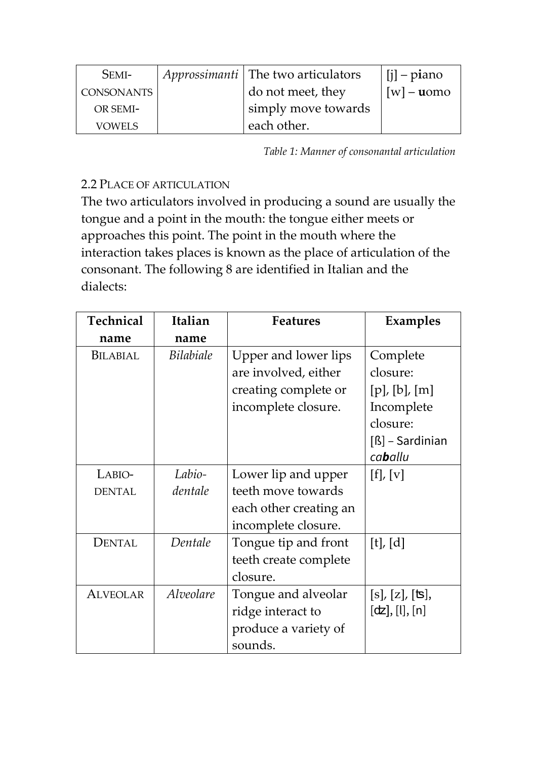| SEMI-CONSONANTS OR SEMI-VOWELS | *Approssimanti* | The two articulators do not meet, they simply move towards each other. | [j] – p**i**ano [w] – **u**omo |
|---|---|---|---|

*Table 1: Manner of consonantal articulation*

## 2.2 PLACE OF ARTICULATION

The two articulators involved in producing a sound are usually the tongue and a point in the mouth: the tongue either meets or approaches this point. The point in the mouth where the interaction takes places is known as the place of articulation of the consonant. The following 8 are identified in Italian and the dialects:

| Technical name | Italian name | Features | Examples |
|---|---|---|---|
| BILABIAL | *Bilabiale* | Upper and lower lips are involved, either creating complete or incomplete closure. | Complete closure: [p], [b], [m] Incomplete closure: [ß] – Sardinian *ca**b**allu* |
| LABIO-DENTAL | *Labio-dentale* | Lower lip and upper teeth move towards each other creating an incomplete closure. | [f], [v] |
| DENTAL | *Dentale* | Tongue tip and front teeth create complete closure. | [t], [d] |
| ALVEOLAR | *Alveolare* | Tongue and alveolar ridge interact to produce a variety of sounds. | [s], [z], [ʦ], [ʣ], [l], [n] |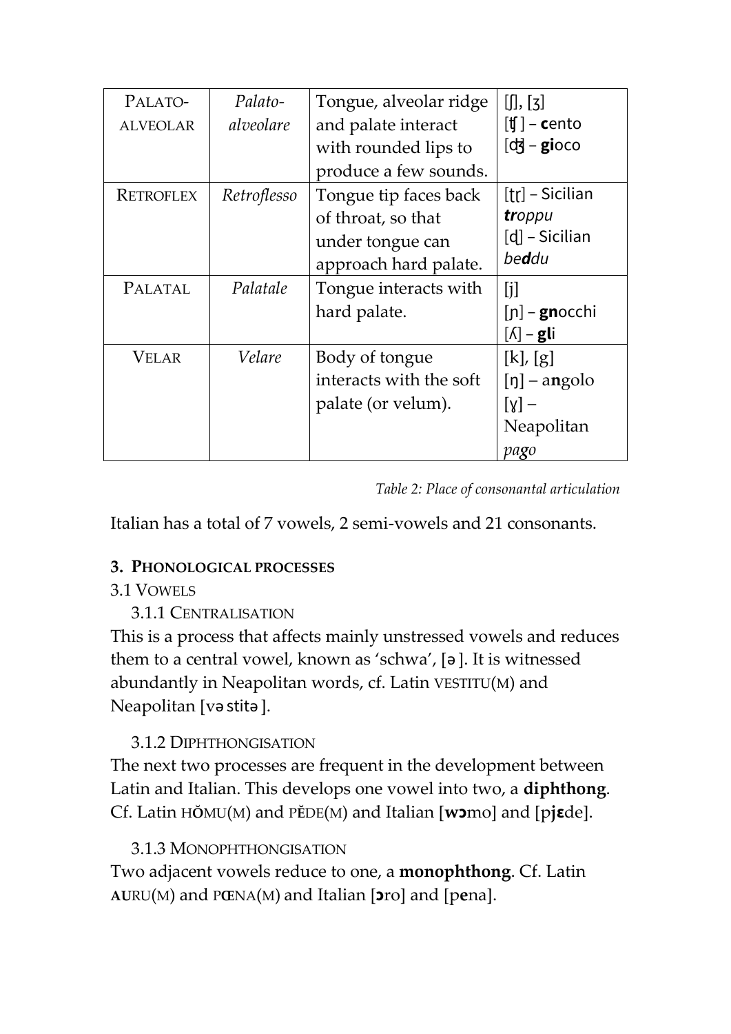| PALATO-ALVEOLAR | *Palato-alveolare* | Tongue, alveolar ridge and palate interact with rounded lips to produce a few sounds. | [ʃ], [ʒ] [ʧ] – **c**ento [ʤ] – **gi**oco |
|---|---|---|---|
| RETROFLEX | *Retroflesso* | Tongue tip faces back of throat, so that under tongue can approach hard palate. | [ʈɽ] – Sicilian ***tr****oppu* [ɖ] – Sicilian *be****d****du* |
| PALATAL | *Palatale* | Tongue interacts with hard palate. | [j] [ɲ] – **gn**occhi [ʎ] – **gl**i |
| VELAR | *Velare* | Body of tongue interacts with the soft palate (or velum). | [k], [g] [ŋ] – a**n**golo [ɣ] – Neapolitan *pago* |

*Table 2: Place of consonantal articulation*

Italian has a total of 7 vowels, 2 semi-vowels and 21 consonants.

## 3. PHONOLOGICAL PROCESSES

### 3.1 VOWELS

#### 3.1.1 CENTRALISATION

This is a process that affects mainly unstressed vowels and reduces them to a central vowel, known as 'schwa', [ə]. It is witnessed abundantly in Neapolitan words, cf. Latin VESTITU(M) and Neapolitan [vəstitə].

#### 3.1.2 DIPHTHONGISATION

The next two processes are frequent in the development between Latin and Italian. This develops one vowel into two, a **diphthong**. Cf. Latin H**Ŏ**MU(M) and P**Ĕ**DE(M) and Italian [**wɔ**mo] and [p**jɛ**de].

#### 3.1.3 MONOPHTHONGISATION

Two adjacent vowels reduce to one, a **monophthong**. Cf. Latin **AU**RU(M) and P**Œ**NA(M) and Italian [**ɔ**ro] and [p**e**na].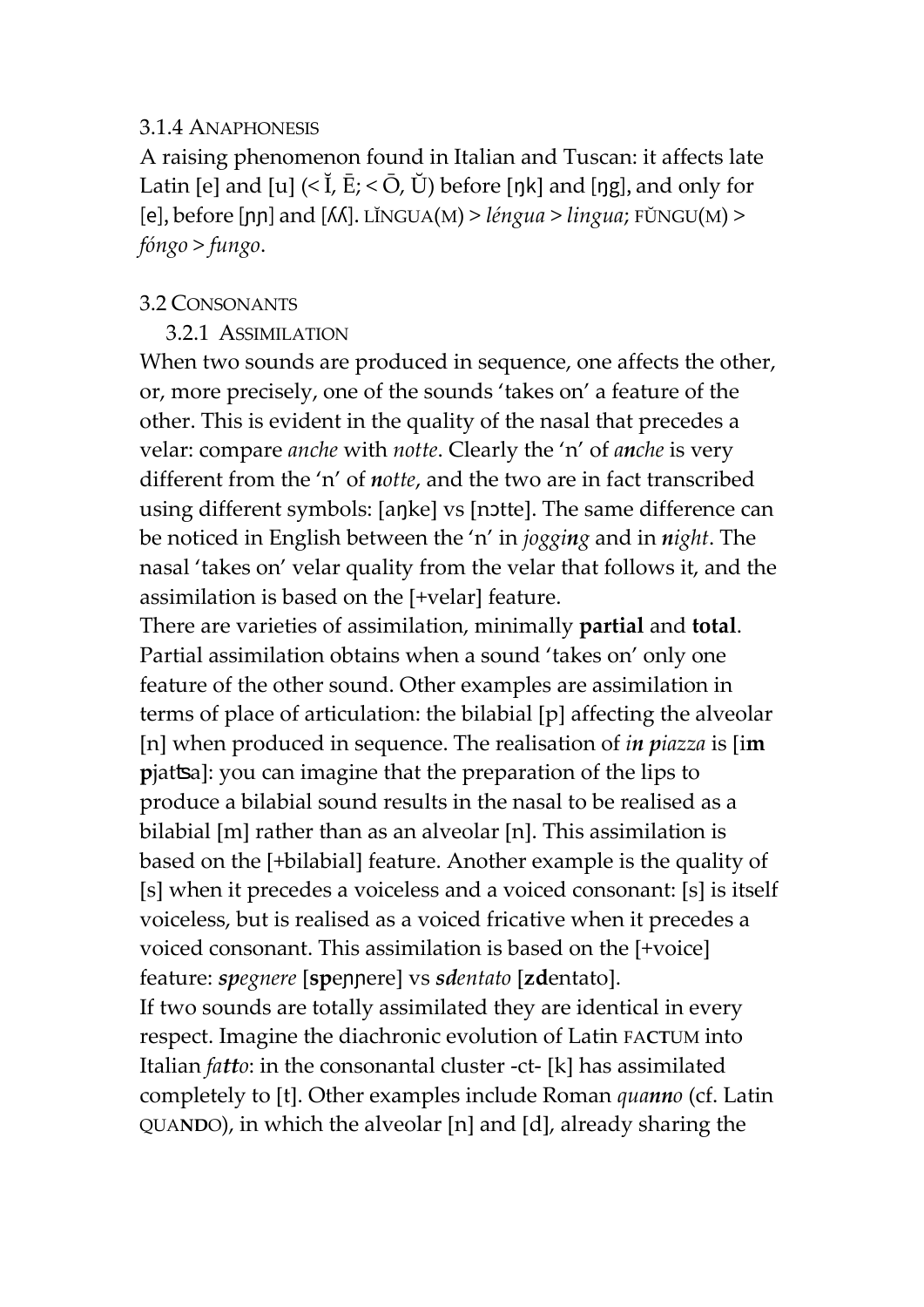### 3.1.4 ANAPHONESIS

A raising phenomenon found in Italian and Tuscan: it affects late Latin [e] and [u] (< Ĭ, Ē; < Ō, Ŭ) before [ŋk] and [ŋg], and only for [e], before [ɲɲ] and [ʎʎ]. LĬNGUA(M) > *léngua* > *lingua*; FŬNGU(M) > *fóngo* > *fungo*.

## 3.2 CONSONANTS

### 3.2.1 ASSIMILATION

When two sounds are produced in sequence, one affects the other, or, more precisely, one of the sounds 'takes on' a feature of the other. This is evident in the quality of the nasal that precedes a velar: compare *anche* with *notte*. Clearly the 'n' of *a**n**che* is very different from the 'n' of ***n**otte*, and the two are in fact transcribed using different symbols: [aŋke] vs [nɔtte]. The same difference can be noticed in English between the 'n' in *joggi**n**g* and in ***n**ight*. The nasal 'takes on' velar quality from the velar that follows it, and the assimilation is based on the [+velar] feature.

There are varieties of assimilation, minimally **partial** and **total**. Partial assimilation obtains when a sound 'takes on' only one feature of the other sound. Other examples are assimilation in terms of place of articulation: the bilabial [p] affecting the alveolar [n] when produced in sequence. The realisation of *i**n** **p**iazza* is [i**m** **p**jatʦa]: you can imagine that the preparation of the lips to produce a bilabial sound results in the nasal to be realised as a bilabial [m] rather than as an alveolar [n]. This assimilation is based on the [+bilabial] feature. Another example is the quality of [s] when it precedes a voiceless and a voiced consonant: [s] is itself voiceless, but is realised as a voiced fricative when it precedes a voiced consonant. This assimilation is based on the [+voice] feature: ***sp**egnere* [**sp**eɲɲere] vs ***sd**entato* [**zd**entato].

If two sounds are totally assimilated they are identical in every respect. Imagine the diachronic evolution of Latin FA**CT**UM into Italian *fa**tt**o*: in the consonantal cluster -ct- [k] has assimilated completely to [t]. Other examples include Roman *qua**nn**o* (cf. Latin QUA**ND**O), in which the alveolar [n] and [d], already sharing the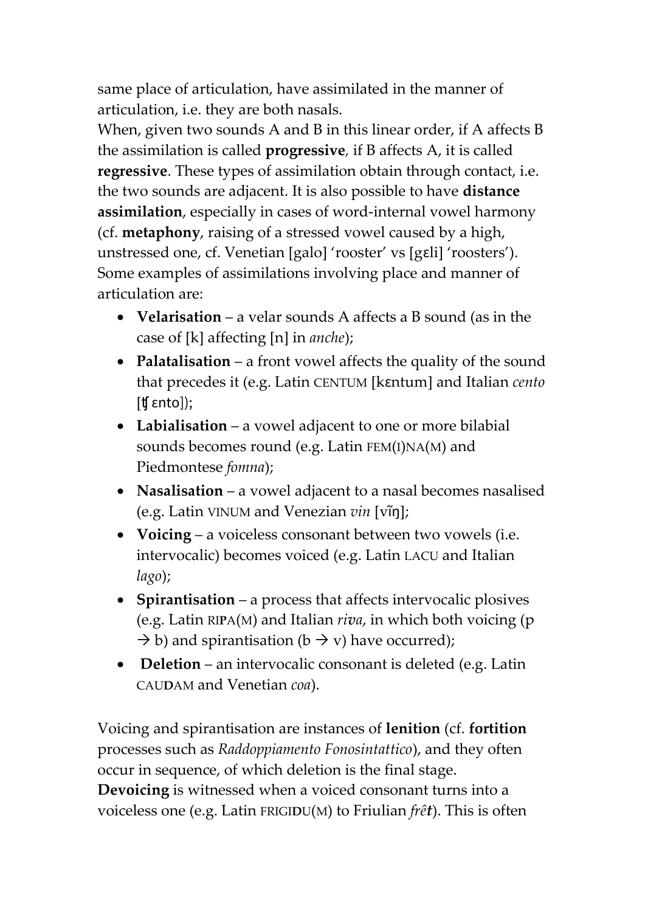same place of articulation, have assimilated in the manner of articulation, i.e. they are both nasals.
When, given two sounds A and B in this linear order, if A affects B the assimilation is called **progressive**, if B affects A, it is called **regressive**. These types of assimilation obtain through contact, i.e. the two sounds are adjacent. It is also possible to have **distance assimilation**, especially in cases of word-internal vowel harmony (cf. **metaphony**, raising of a stressed vowel caused by a high, unstressed one, cf. Venetian [galo] 'rooster' vs [gɛli] 'roosters'). Some examples of assimilations involving place and manner of articulation are:

- **Velarisation** – a velar sounds A affects a B sound (as in the case of [k] affecting [n] in *anche*);
- **Palatalisation** – a front vowel affects the quality of the sound that precedes it (e.g. Latin CENTUM [kɛntum] and Italian *cento* [ʧ ɛnto]);
- **Labialisation** – a vowel adjacent to one or more bilabial sounds becomes round (e.g. Latin FEM(I)NA(M) and Piedmontese *fomna*);
- **Nasalisation** – a vowel adjacent to a nasal becomes nasalised (e.g. Latin VINUM and Venezian *vin* [vĩŋ];
- **Voicing** – a voiceless consonant between two vowels (i.e. intervocalic) becomes voiced (e.g. Latin LACU and Italian *lago*);
- **Spirantisation** – a process that affects intervocalic plosives (e.g. Latin RI**P**A(M) and Italian *riva*, in which both voicing (p → b) and spirantisation (b → v) have occurred);
- **Deletion** – an intervocalic consonant is deleted (e.g. Latin CAU**D**AM and Venetian *coa*).

Voicing and spirantisation are instances of **lenition** (cf. **fortition** processes such as *Raddoppiamento Fonosintattico*), and they often occur in sequence, of which deletion is the final stage.
**Devoicing** is witnessed when a voiced consonant turns into a voiceless one (e.g. Latin FRIGI**D**U(M) to Friulian *frê**t***). This is often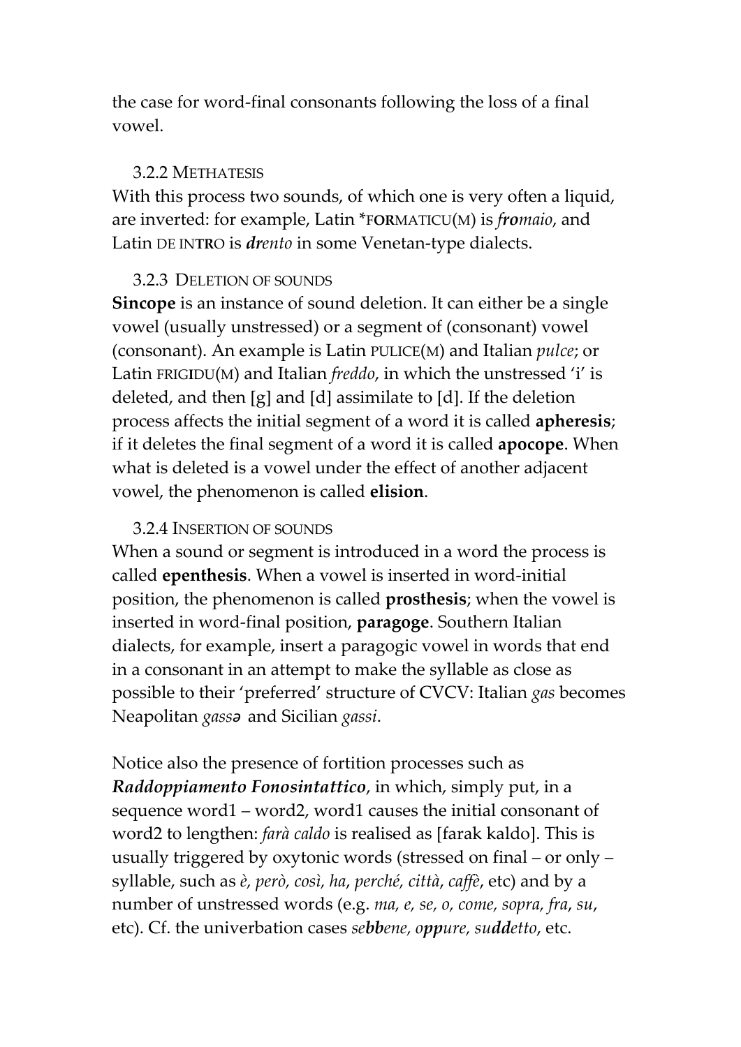the case for word-final consonants following the loss of a final vowel.

### 3.2.2 METHATESIS

With this process two sounds, of which one is very often a liquid, are inverted: for example, Latin *F**OR**MATICU(M) is ***fro**maio*, and Latin DE IN**TR**O is ***dr**ento* in some Venetan-type dialects.

### 3.2.3 DELETION OF SOUNDS

**Sincope** is an instance of sound deletion. It can either be a single vowel (usually unstressed) or a segment of (consonant) vowel (consonant). An example is Latin PULICE(M) and Italian *pulce*; or Latin FRIGIDU(M) and Italian *freddo*, in which the unstressed 'i' is deleted, and then [g] and [d] assimilate to [d]. If the deletion process affects the initial segment of a word it is called **apheresis**; if it deletes the final segment of a word it is called **apocope**. When what is deleted is a vowel under the effect of another adjacent vowel, the phenomenon is called **elision**.

### 3.2.4 INSERTION OF SOUNDS

When a sound or segment is introduced in a word the process is called **epenthesis**. When a vowel is inserted in word-initial position, the phenomenon is called **prosthesis**; when the vowel is inserted in word-final position, **paragoge**. Southern Italian dialects, for example, insert a paragogic vowel in words that end in a consonant in an attempt to make the syllable as close as possible to their 'preferred' structure of CVCV: Italian *gas* becomes Neapolitan *gassə* and Sicilian *gassi*.

Notice also the presence of fortition processes such as ***Raddoppiamento Fonosintattico***, in which, simply put, in a sequence word1 – word2, word1 causes the initial consonant of word2 to lengthen: *farà caldo* is realised as [farak kaldo]. This is usually triggered by oxytonic words (stressed on final – or only – syllable, such as *è, però, così, ha*, *perché, città*, *caffè*, etc) and by a number of unstressed words (e.g. *ma, e, se, o, come, sopra, fra*, *su*, etc). Cf. the univerbation cases *se**bb**ene, o**pp**ure, su**dd**etto*, etc.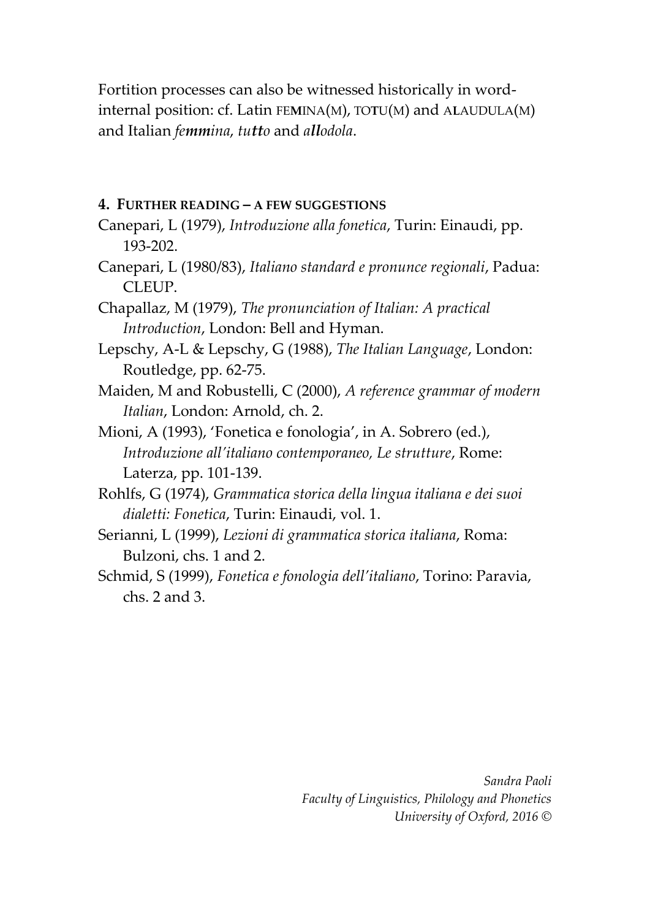Fortition processes can also be witnessed historically in word-internal position: cf. Latin FE**M**INA(M), TO**T**U(M) and A**L**AUDULA(M) and Italian *fe**mm**ina*, *tu**tt**o* and *a**ll**odola*.

#### 4. FURTHER READING – A FEW SUGGESTIONS

Canepari, L (1979), *Introduzione alla fonetica*, Turin: Einaudi, pp. 193-202.

Canepari, L (1980/83), *Italiano standard e pronunce regionali*, Padua: CLEUP.

Chapallaz, M (1979), *The pronunciation of Italian: A practical Introduction*, London: Bell and Hyman.

Lepschy, A-L & Lepschy, G (1988), *The Italian Language*, London: Routledge, pp. 62-75.

Maiden, M and Robustelli, C (2000), *A reference grammar of modern Italian*, London: Arnold, ch. 2.

Mioni, A (1993), 'Fonetica e fonologia', in A. Sobrero (ed.), *Introduzione all'italiano contemporaneo, Le strutture*, Rome: Laterza, pp. 101-139.

Rohlfs, G (1974), *Grammatica storica della lingua italiana e dei suoi dialetti: Fonetica*, Turin: Einaudi, vol. 1.

Serianni, L (1999), *Lezioni di grammatica storica italiana*, Roma: Bulzoni, chs. 1 and 2.

Schmid, S (1999), *Fonetica e fonologia dell'italiano*, Torino: Paravia, chs. 2 and 3.

*Sandra Paoli*
*Faculty of Linguistics, Philology and Phonetics*
*University of Oxford, 2016 ©*